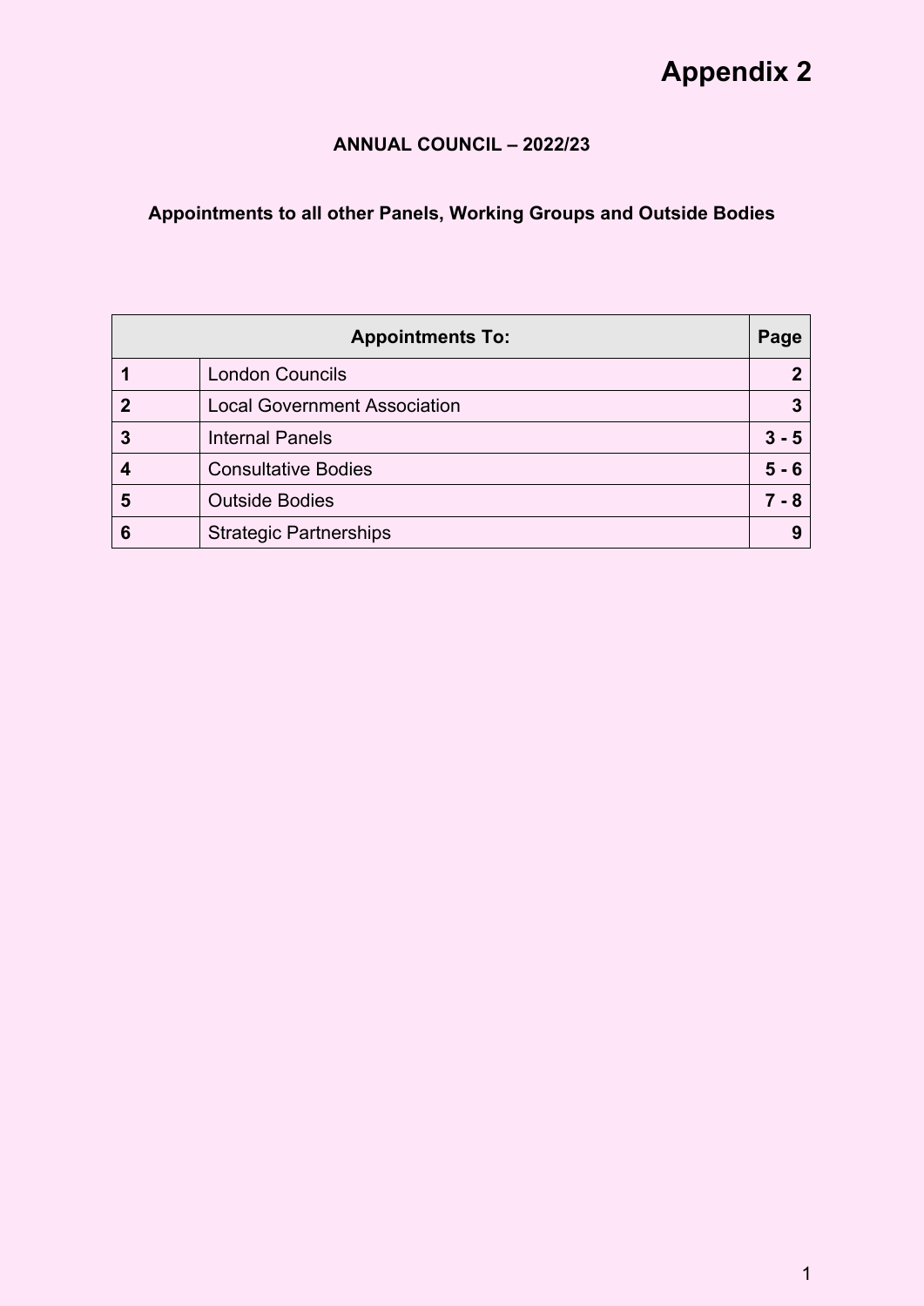# Appendix 2

**ANNUAL COUNCIL – 2022/23**

**Appointments to all other Panels, Working Groups and Outside Bodies**

| Appointments To: | | Page |
|---|---|---|
| **1** | London Councils | **2** |
| **2** | Local Government Association | **3** |
| **3** | Internal Panels | **3 - 5** |
| **4** | Consultative Bodies | **5 - 6** |
| **5** | Outside Bodies | **7 - 8** |
| **6** | Strategic Partnerships | **9** |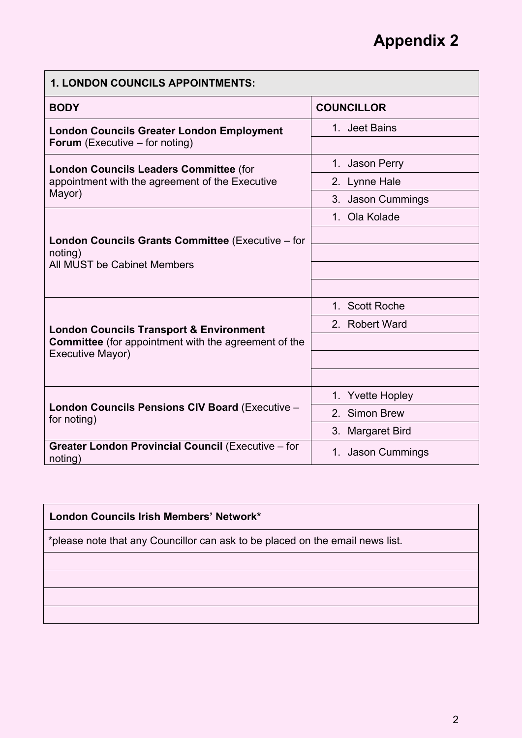# Appendix 2

| 1. LONDON COUNCILS APPOINTMENTS: | |
|---|---|
| **BODY** | **COUNCILLOR** |
| **London Councils Greater London Employment Forum** (Executive – for noting) | 1. Jeet Bains |
| | |
| **London Councils Leaders Committee** (for appointment with the agreement of the Executive Mayor) | 1. Jason Perry |
| | 2. Lynne Hale |
| | 3. Jason Cummings |
| **London Councils Grants Committee** (Executive – for noting) All MUST be Cabinet Members | 1. Ola Kolade |
| | |
| | |
| | |
| | |
| **London Councils Transport & Environment Committee** (for appointment with the agreement of the Executive Mayor) | 1. Scott Roche |
| | 2. Robert Ward |
| | |
| | |
| | |
| **London Councils Pensions CIV Board** (Executive – for noting) | 1. Yvette Hopley |
| | 2. Simon Brew |
| | 3. Margaret Bird |
| **Greater London Provincial Council** (Executive – for noting) | 1. Jason Cummings |

| London Councils Irish Members' Network* |
|---|
| *please note that any Councillor can ask to be placed on the email news list. |
| |
| |
| |
| |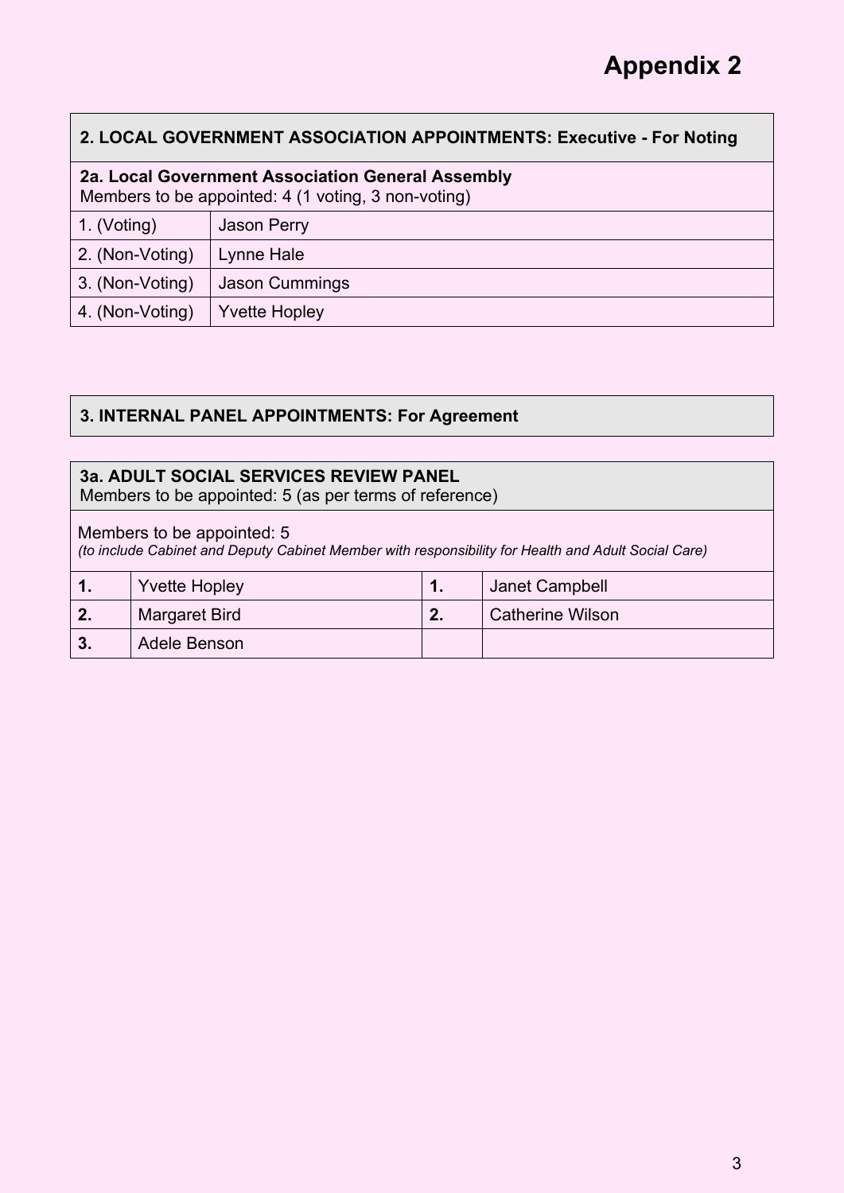# Appendix 2

| 2. LOCAL GOVERNMENT ASSOCIATION APPOINTMENTS: Executive - For Noting | |
|---|---|
| **2a. Local Government Association General Assembly**<br>Members to be appointed: 4 (1 voting, 3 non-voting) | |
| 1. (Voting) | Jason Perry |
| 2. (Non-Voting) | Lynne Hale |
| 3. (Non-Voting) | Jason Cummings |
| 4. (Non-Voting) | Yvette Hopley |

**3. INTERNAL PANEL APPOINTMENTS: For Agreement**

| 3a. ADULT SOCIAL SERVICES REVIEW PANEL<br>Members to be appointed: 5 (as per terms of reference) | | | |
|---|---|---|---|
| Members to be appointed: 5<br>*(to include Cabinet and Deputy Cabinet Member with responsibility for Health and Adult Social Care)* | | | |
| **1.** | Yvette Hopley | **1.** | Janet Campbell |
| **2.** | Margaret Bird | **2.** | Catherine Wilson |
| **3.** | Adele Benson | | |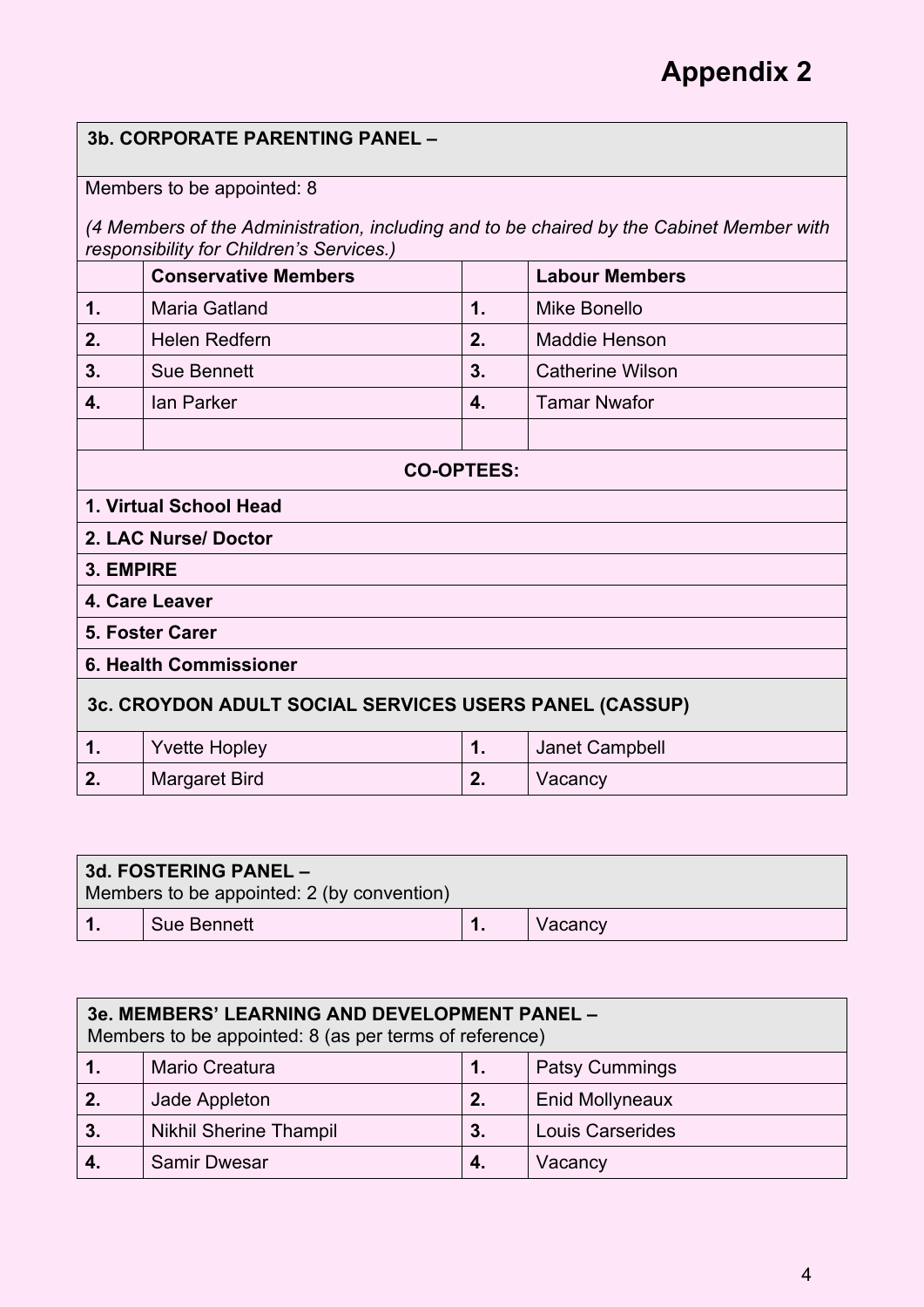# Appendix 2

| 3b. CORPORATE PARENTING PANEL – | | | |
|---|---|---|---|
| Members to be appointed: 8 *(4 Members of the Administration, including and to be chaired by the Cabinet Member with responsibility for Children's Services.)* | | | |
| | **Conservative Members** | | **Labour Members** |
| **1.** | Maria Gatland | **1.** | Mike Bonello |
| **2.** | Helen Redfern | **2.** | Maddie Henson |
| **3.** | Sue Bennett | **3.** | Catherine Wilson |
| **4.** | Ian Parker | **4.** | Tamar Nwafor |
| | | | |
| **CO-OPTEES:** | | | |
| **1. Virtual School Head** | | | |
| **2. LAC Nurse/ Doctor** | | | |
| **3. EMPIRE** | | | |
| **4. Care Leaver** | | | |
| **5. Foster Carer** | | | |
| **6. Health Commissioner** | | | |
| **3c. CROYDON ADULT SOCIAL SERVICES USERS PANEL (CASSUP)** | | | |
| **1.** | Yvette Hopley | **1.** | Janet Campbell |
| **2.** | Margaret Bird | **2.** | Vacancy |

| 3d. FOSTERING PANEL – Members to be appointed: 2 (by convention) | | | |
|---|---|---|---|
| **1.** | Sue Bennett | **1.** | Vacancy |

| 3e. MEMBERS' LEARNING AND DEVELOPMENT PANEL – Members to be appointed: 8 (as per terms of reference) | | | |
|---|---|---|---|
| **1.** | Mario Creatura | **1.** | Patsy Cummings |
| **2.** | Jade Appleton | **2.** | Enid Mollyneaux |
| **3.** | Nikhil Sherine Thampil | **3.** | Louis Carserides |
| **4.** | Samir Dwesar | **4.** | Vacancy |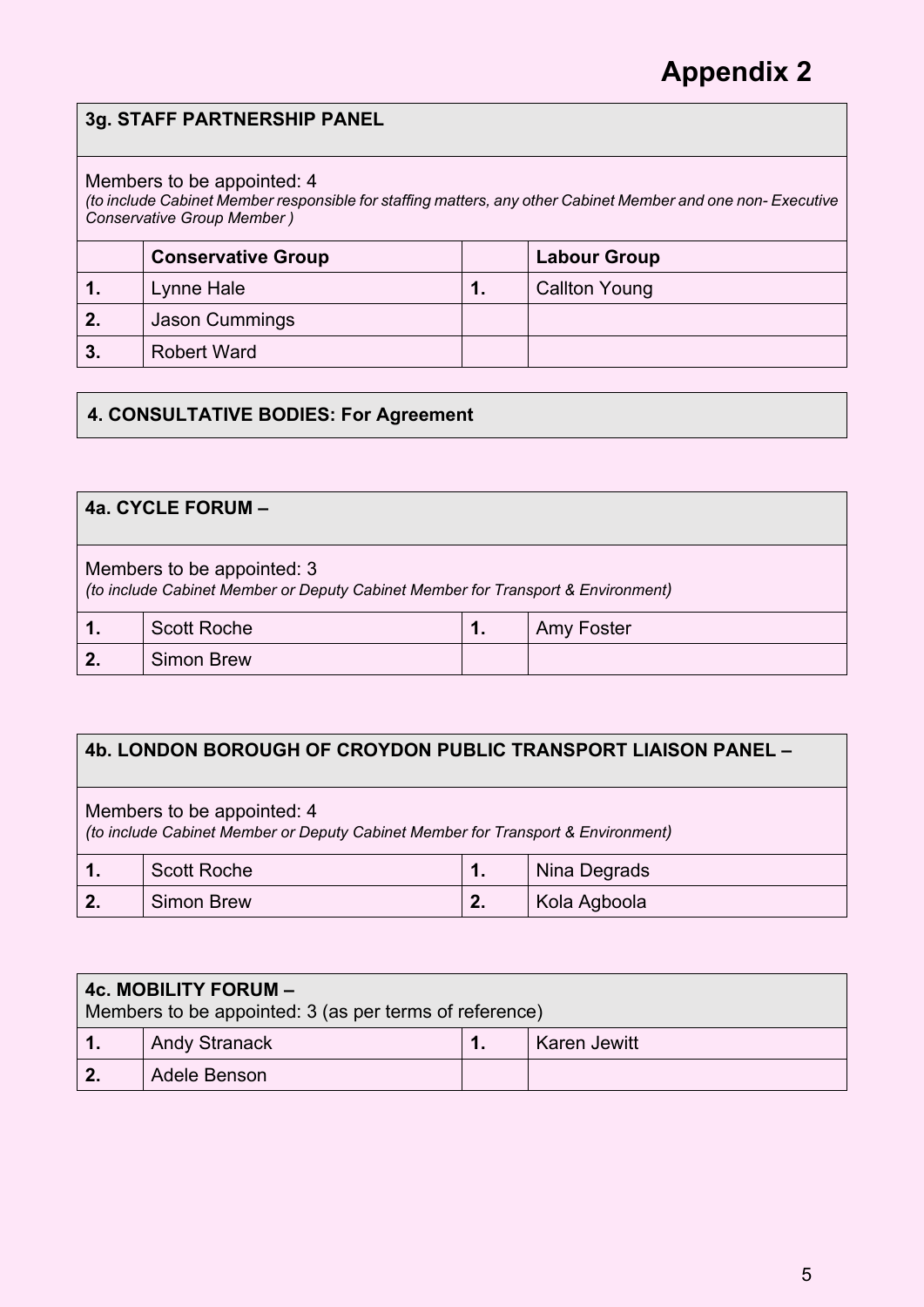# Appendix 2

### 3g. STAFF PARTNERSHIP PANEL

Members to be appointed: 4
*(to include Cabinet Member responsible for staffing matters, any other Cabinet Member and one non- Executive Conservative Group Member )*

| | Conservative Group | | Labour Group |
|---|---|---|---|
| 1. | Lynne Hale | 1. | Callton Young |
| 2. | Jason Cummings | | |
| 3. | Robert Ward | | |

## 4. CONSULTATIVE BODIES: For Agreement

### 4a. CYCLE FORUM –

Members to be appointed: 3
*(to include Cabinet Member or Deputy Cabinet Member for Transport & Environment)*

| | | | |
|---|---|---|---|
| 1. | Scott Roche | 1. | Amy Foster |
| 2. | Simon Brew | | |

### 4b. LONDON BOROUGH OF CROYDON PUBLIC TRANSPORT LIAISON PANEL –

Members to be appointed: 4
*(to include Cabinet Member or Deputy Cabinet Member for Transport & Environment)*

| | | | |
|---|---|---|---|
| 1. | Scott Roche | 1. | Nina Degrads |
| 2. | Simon Brew | 2. | Kola Agboola |

### 4c. MOBILITY FORUM –

Members to be appointed: 3 (as per terms of reference)

| | | | |
|---|---|---|---|
| 1. | Andy Stranack | 1. | Karen Jewitt |
| 2. | Adele Benson | | |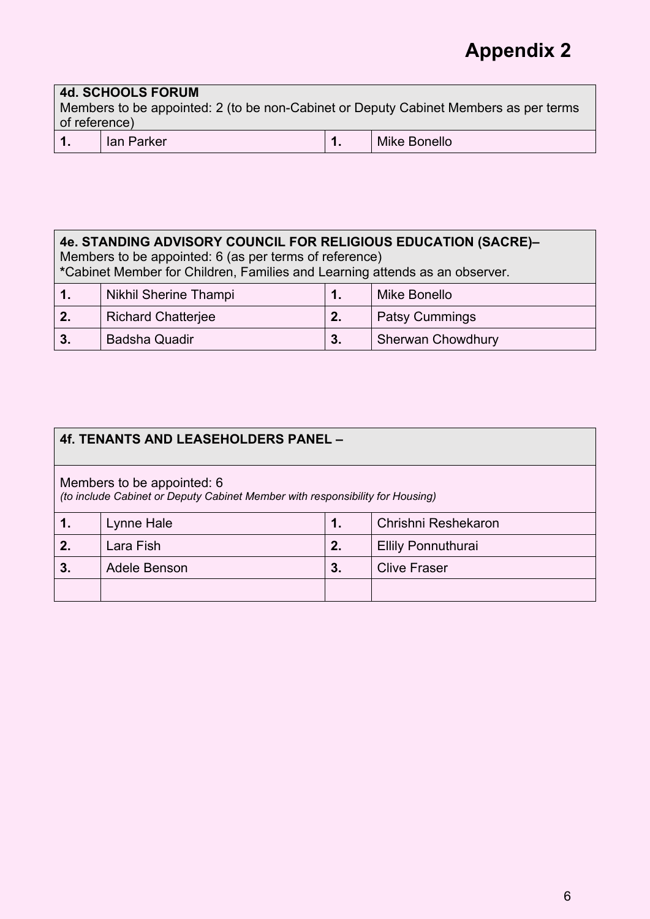# Appendix 2

| **4d. SCHOOLS FORUM**<br>Members to be appointed: 2 (to be non-Cabinet or Deputy Cabinet Members as per terms of reference) | | | |
|---|---|---|---|
| **1.** | Ian Parker | **1.** | Mike Bonello |

| **4e. STANDING ADVISORY COUNCIL FOR RELIGIOUS EDUCATION (SACRE)–**<br>Members to be appointed: 6 (as per terms of reference)<br>***Cabinet Member for Children, Families and Learning attends as an observer. | | | |
|---|---|---|---|
| **1.** | Nikhil Sherine Thampi | **1.** | Mike Bonello |
| **2.** | Richard Chatterjee | **2.** | Patsy Cummings |
| **3.** | Badsha Quadir | **3.** | Sherwan Chowdhury |

| **4f. TENANTS AND LEASEHOLDERS PANEL –** | | | |
|---|---|---|---|
| Members to be appointed: 6<br>*(to include Cabinet or Deputy Cabinet Member with responsibility for Housing)* | | | |
| **1.** | Lynne Hale | **1.** | Chrishni Reshekaron |
| **2.** | Lara Fish | **2.** | Ellily Ponnuthurai |
| **3.** | Adele Benson | **3.** | Clive Fraser |
| | | | |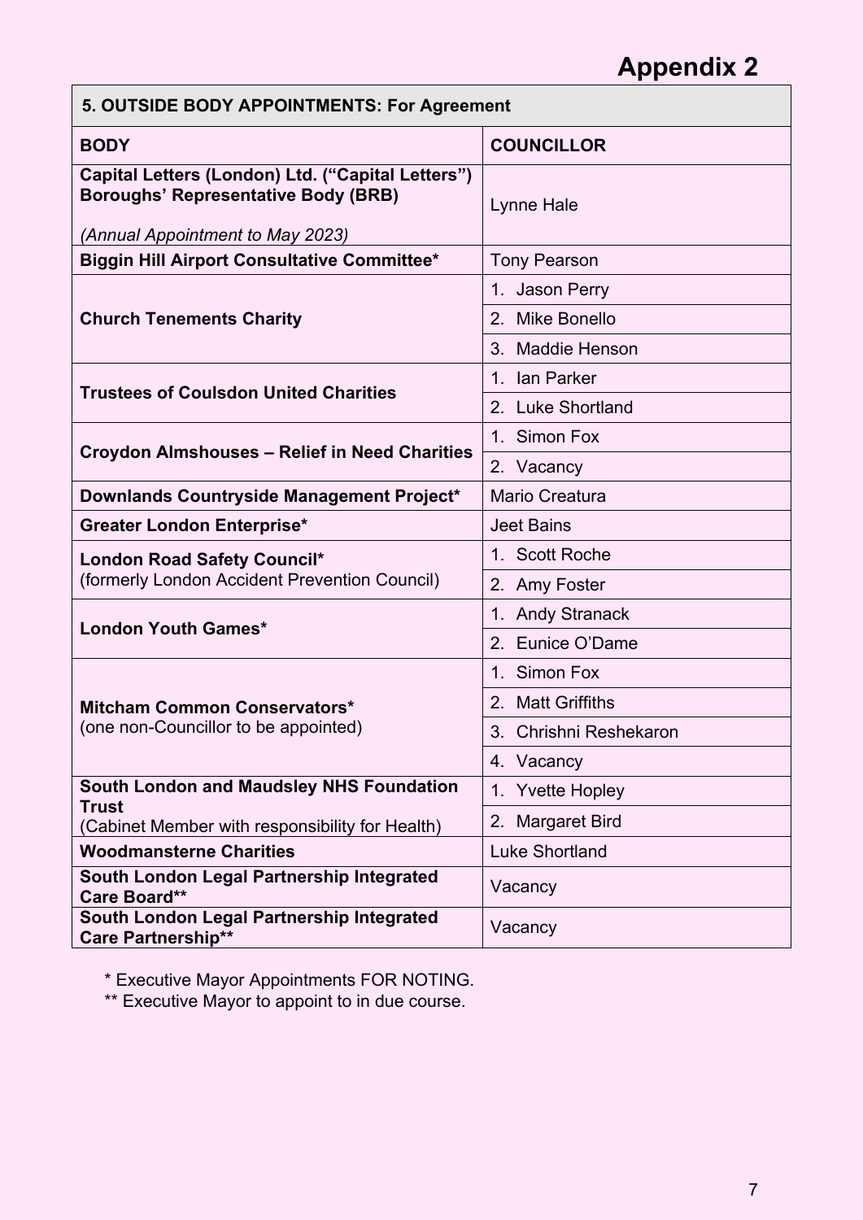# Appendix 2

| 5. OUTSIDE BODY APPOINTMENTS: For Agreement | |
|---|---|
| **BODY** | **COUNCILLOR** |
| **Capital Letters (London) Ltd. ("Capital Letters") Boroughs' Representative Body (BRB)** *(Annual Appointment to May 2023)* | Lynne Hale |
| **Biggin Hill Airport Consultative Committee*** | Tony Pearson |
| **Church Tenements Charity** | 1. Jason Perry |
| | 2. Mike Bonello |
| | 3. Maddie Henson |
| **Trustees of Coulsdon United Charities** | 1. Ian Parker |
| | 2. Luke Shortland |
| **Croydon Almshouses – Relief in Need Charities** | 1. Simon Fox |
| | 2. Vacancy |
| **Downlands Countryside Management Project*** | Mario Creatura |
| **Greater London Enterprise*** | Jeet Bains |
| **London Road Safety Council*** (formerly London Accident Prevention Council) | 1. Scott Roche |
| | 2. Amy Foster |
| **London Youth Games*** | 1. Andy Stranack |
| | 2. Eunice O'Dame |
| **Mitcham Common Conservators*** (one non-Councillor to be appointed) | 1. Simon Fox |
| | 2. Matt Griffiths |
| | 3. Chrishni Reshekaron |
| | 4. Vacancy |
| **South London and Maudsley NHS Foundation Trust** (Cabinet Member with responsibility for Health) | 1. Yvette Hopley |
| | 2. Margaret Bird |
| **Woodmansterne Charities** | Luke Shortland |
| **South London Legal Partnership Integrated Care Board**** | Vacancy |
| **South London Legal Partnership Integrated Care Partnership**** | Vacancy |

* Executive Mayor Appointments FOR NOTING.
** Executive Mayor to appoint to in due course.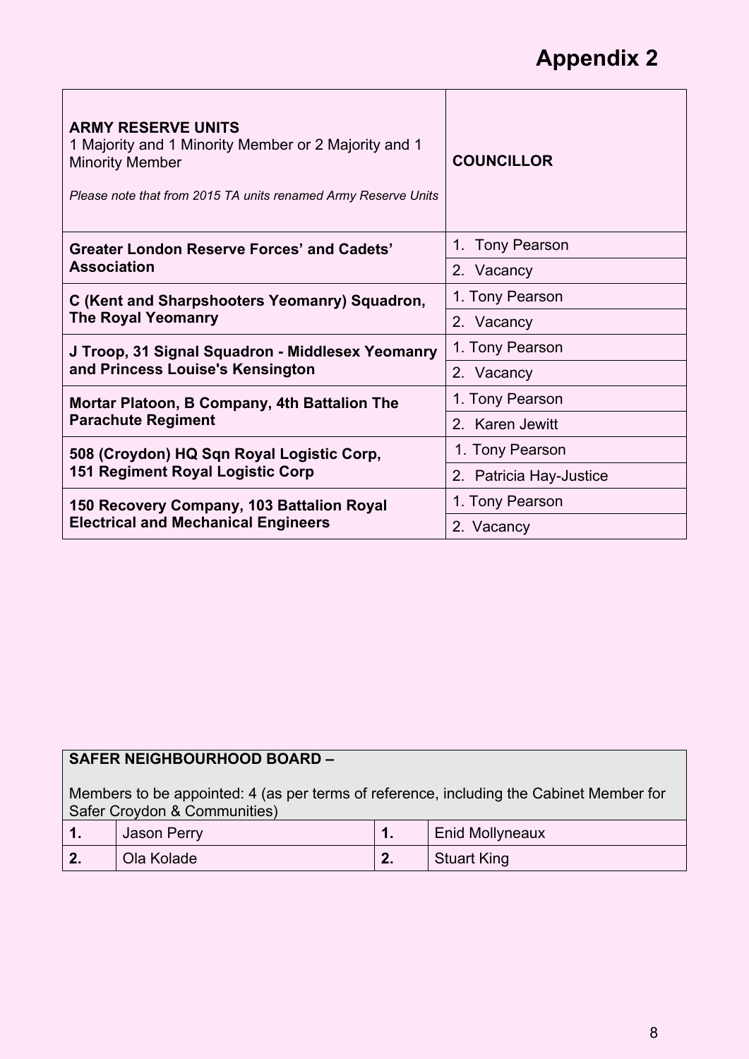# Appendix 2

| **ARMY RESERVE UNITS**<br>1 Majority and 1 Minority Member or 2 Majority and 1 Minority Member<br>*Please note that from 2015 TA units renamed Army Reserve Units* | **COUNCILLOR** |
|---|---|
| **Greater London Reserve Forces' and Cadets' Association** | 1. Tony Pearson |
| | 2. Vacancy |
| **C (Kent and Sharpshooters Yeomanry) Squadron, The Royal Yeomanry** | 1. Tony Pearson |
| | 2. Vacancy |
| **J Troop, 31 Signal Squadron - Middlesex Yeomanry and Princess Louise's Kensington** | 1. Tony Pearson |
| | 2. Vacancy |
| **Mortar Platoon, B Company, 4th Battalion The Parachute Regiment** | 1. Tony Pearson |
| | 2. Karen Jewitt |
| **508 (Croydon) HQ Sqn Royal Logistic Corp, 151 Regiment Royal Logistic Corp** | 1. Tony Pearson |
| | 2. Patricia Hay-Justice |
| **150 Recovery Company, 103 Battalion Royal Electrical and Mechanical Engineers** | 1. Tony Pearson |
| | 2. Vacancy |

| **SAFER NEIGHBOURHOOD BOARD –**<br><br>Members to be appointed: 4 (as per terms of reference, including the Cabinet Member for Safer Croydon & Communities) | | | |
|---|---|---|---|
| **1.** | Jason Perry | **1.** | Enid Mollyneaux |
| **2.** | Ola Kolade | **2.** | Stuart King |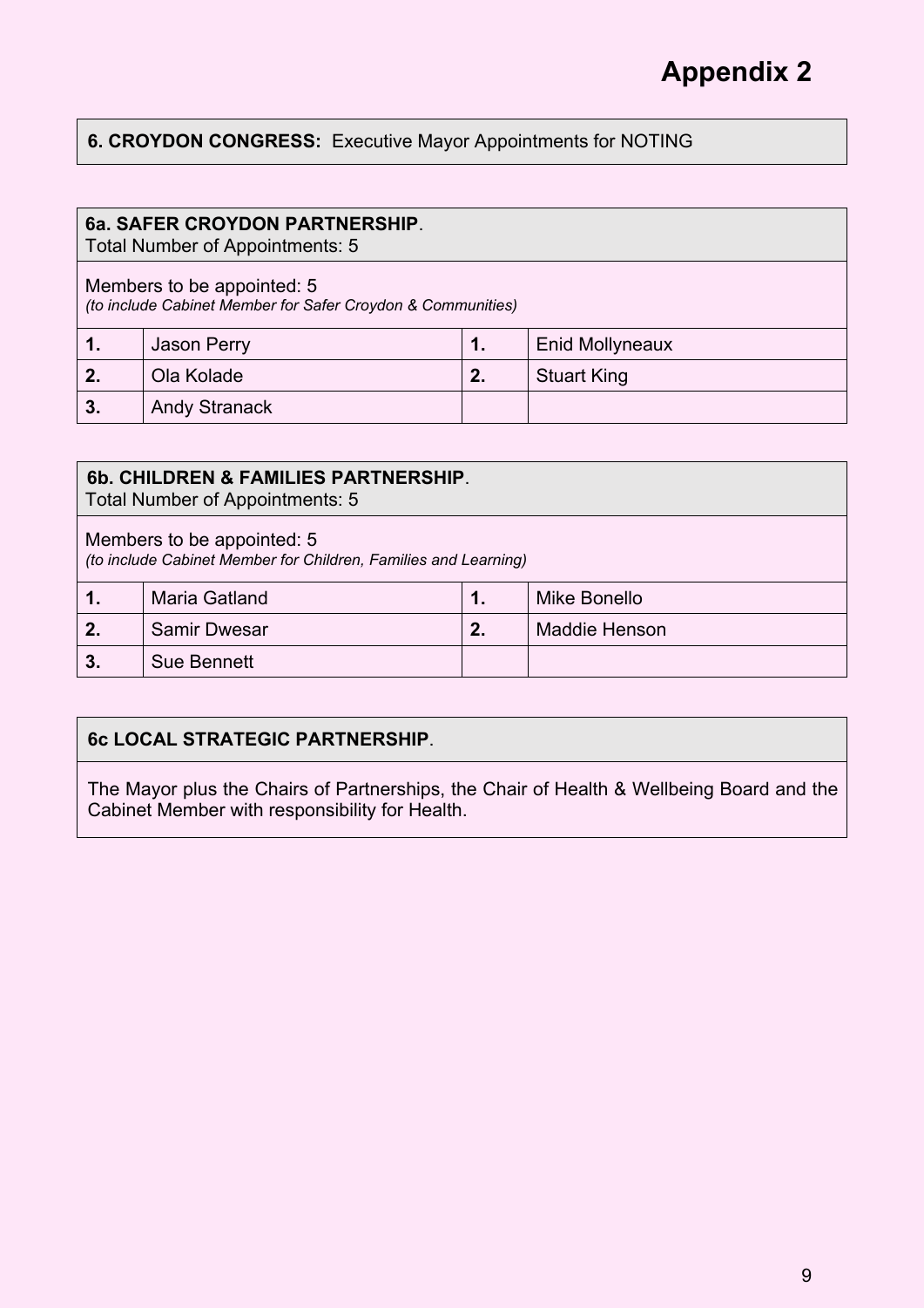# Appendix 2

**6. CROYDON CONGRESS:** Executive Mayor Appointments for NOTING

**6a. SAFER CROYDON PARTNERSHIP**.
Total Number of Appointments: 5

Members to be appointed: 5
*(to include Cabinet Member for Safer Croydon & Communities)*

| | | | |
|---|---|---|---|
| **1.** | Jason Perry | **1.** | Enid Mollyneaux |
| **2.** | Ola Kolade | **2.** | Stuart King |
| **3.** | Andy Stranack | | |

**6b. CHILDREN & FAMILIES PARTNERSHIP**.
Total Number of Appointments: 5

Members to be appointed: 5
*(to include Cabinet Member for Children, Families and Learning)*

| | | | |
|---|---|---|---|
| **1.** | Maria Gatland | **1.** | Mike Bonello |
| **2.** | Samir Dwesar | **2.** | Maddie Henson |
| **3.** | Sue Bennett | | |

**6c LOCAL STRATEGIC PARTNERSHIP**.

The Mayor plus the Chairs of Partnerships, the Chair of Health & Wellbeing Board and the Cabinet Member with responsibility for Health.